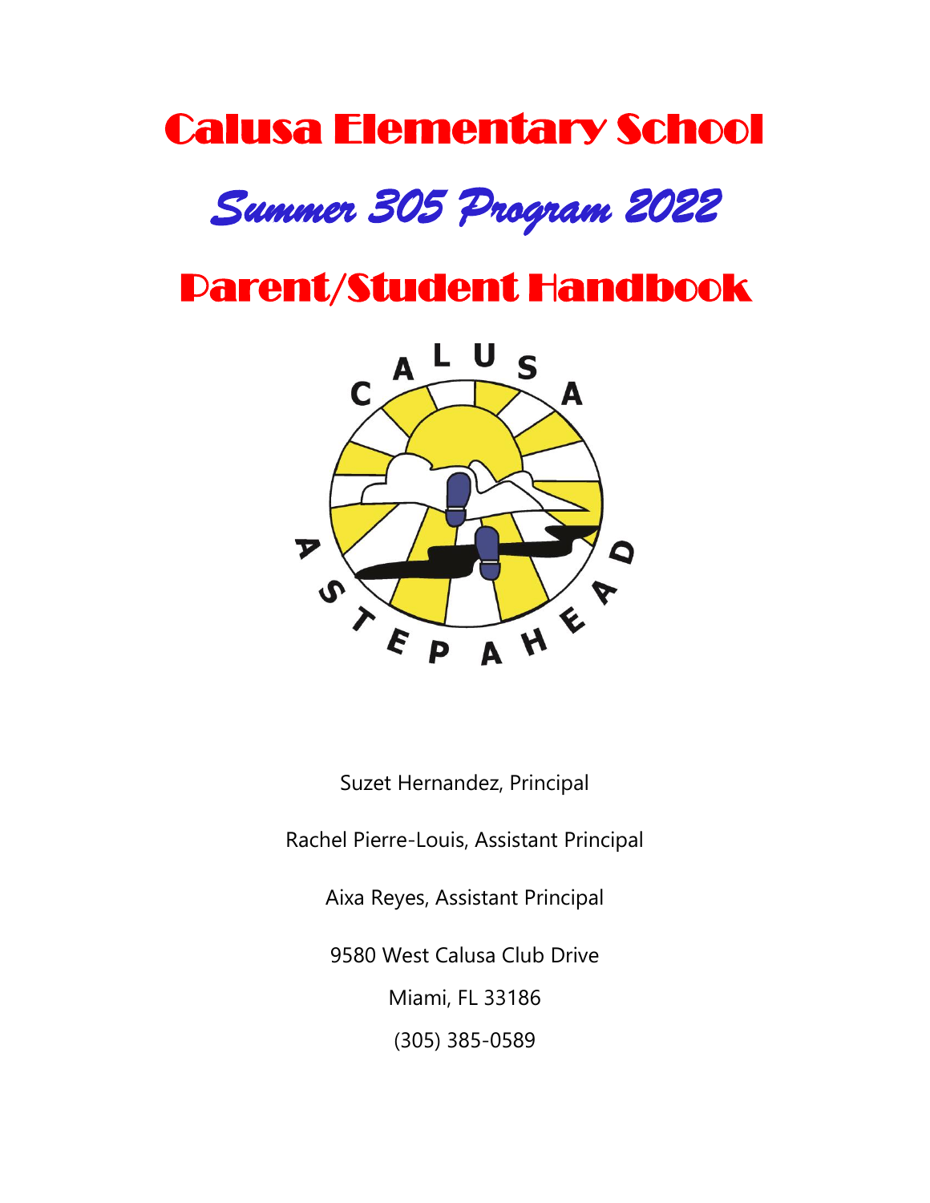# Calusa Elementary School

## *Summer 305 Program 2022*

# Parent/Student Handbook

Suzet Hernandez, Principal

Rachel Pierre-Louis, Assistant Principal

Aixa Reyes, Assistant Principal

9580 West Calusa Club Drive

Miami, FL 33186

(305) 385-0589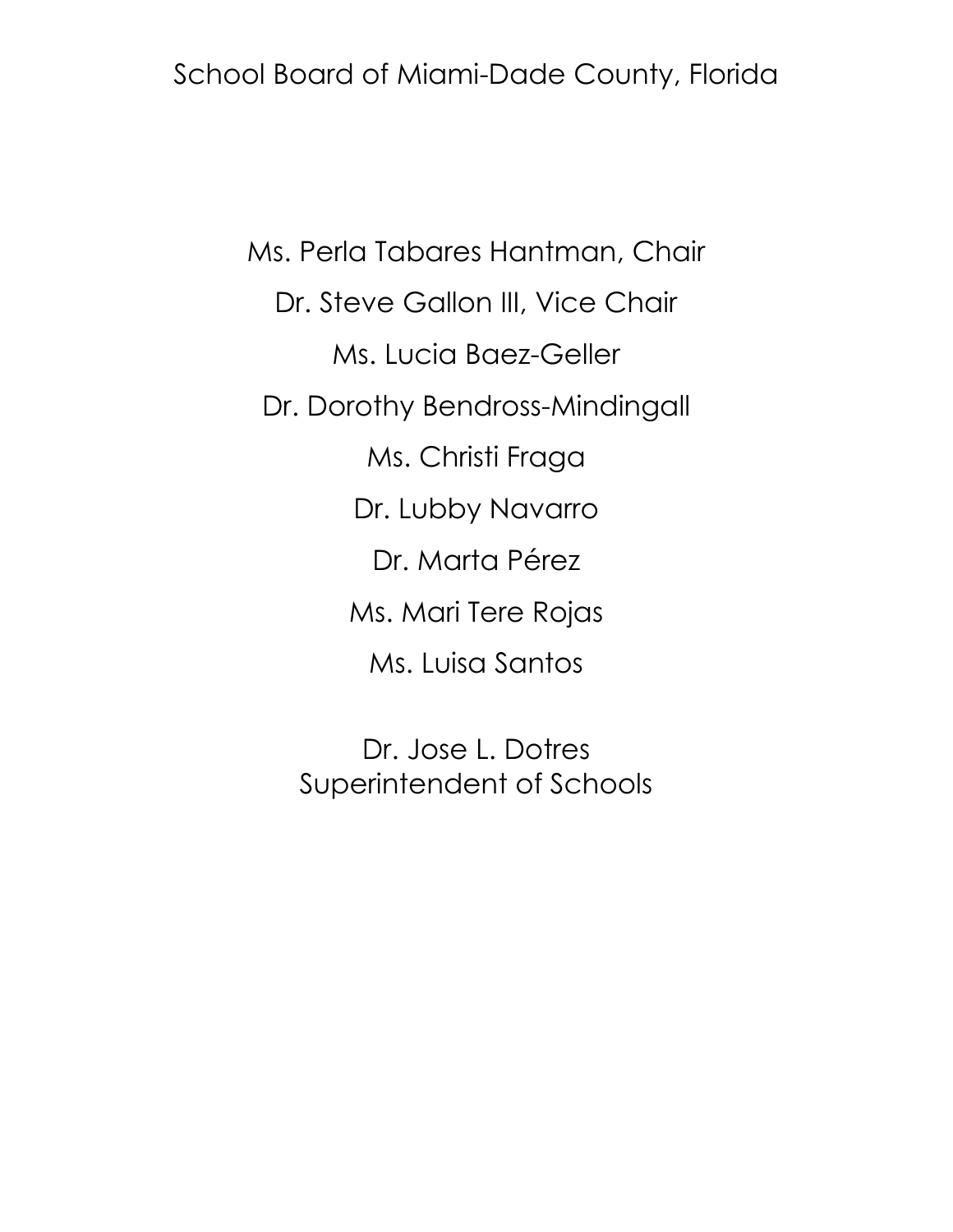School Board of Miami-Dade County, Florida

Ms. Perla Tabares Hantman, Chair

Dr. Steve Gallon III, Vice Chair

Ms. Lucia Baez-Geller

Dr. Dorothy Bendross-Mindingall

Ms. Christi Fraga

Dr. Lubby Navarro

Dr. Marta Pérez

Ms. Mari Tere Rojas

Ms. Luisa Santos

Dr. Jose L. Dotres
Superintendent of Schools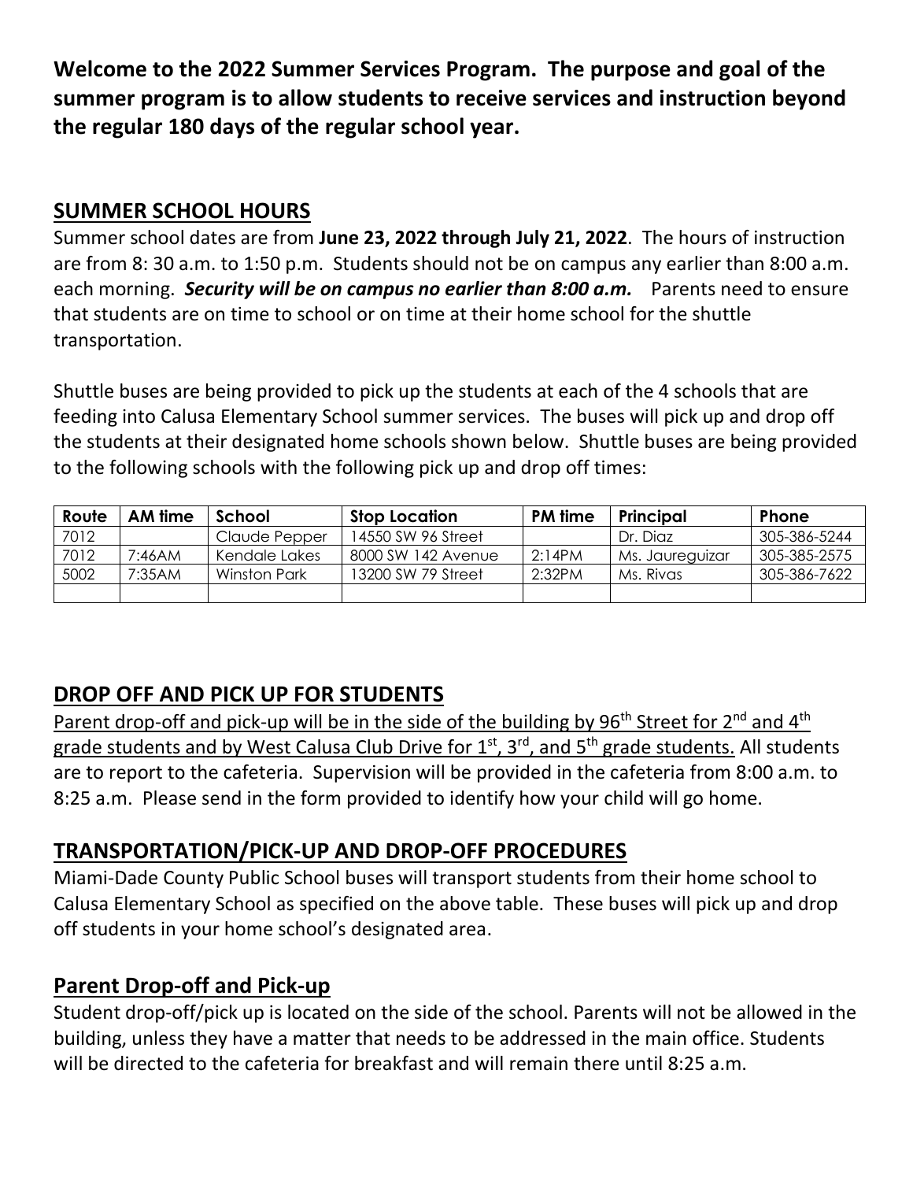**Welcome to the 2022 Summer Services Program. The purpose and goal of the summer program is to allow students to receive services and instruction beyond the regular 180 days of the regular school year.**

## SUMMER SCHOOL HOURS

Summer school dates are from **June 23, 2022 through July 21, 2022**. The hours of instruction are from 8: 30 a.m. to 1:50 p.m. Students should not be on campus any earlier than 8:00 a.m. each morning. ***Security will be on campus no earlier than 8:00 a.m.*** Parents need to ensure that students are on time to school or on time at their home school for the shuttle transportation.

Shuttle buses are being provided to pick up the students at each of the 4 schools that are feeding into Calusa Elementary School summer services. The buses will pick up and drop off the students at their designated home schools shown below. Shuttle buses are being provided to the following schools with the following pick up and drop off times:

| Route | AM time | School | Stop Location | PM time | Principal | Phone |
|---|---|---|---|---|---|---|
| 7012 | | Claude Pepper | 14550 SW 96 Street | | Dr. Diaz | 305-386-5244 |
| 7012 | 7:46AM | Kendale Lakes | 8000 SW 142 Avenue | 2:14PM | Ms. Jaureguizar | 305-385-2575 |
| 5002 | 7:35AM | Winston Park | 13200 SW 79 Street | 2:32PM | Ms. Rivas | 305-386-7622 |
| | | | | | | |

## DROP OFF AND PICK UP FOR STUDENTS

Parent drop-off and pick-up will be in the side of the building by 96th Street for 2nd and 4th grade students and by West Calusa Club Drive for 1st, 3rd, and 5th grade students. All students are to report to the cafeteria. Supervision will be provided in the cafeteria from 8:00 a.m. to 8:25 a.m. Please send in the form provided to identify how your child will go home.

## TRANSPORTATION/PICK-UP AND DROP-OFF PROCEDURES

Miami-Dade County Public School buses will transport students from their home school to Calusa Elementary School as specified on the above table. These buses will pick up and drop off students in your home school's designated area.

## Parent Drop-off and Pick-up

Student drop-off/pick up is located on the side of the school. Parents will not be allowed in the building, unless they have a matter that needs to be addressed in the main office. Students will be directed to the cafeteria for breakfast and will remain there until 8:25 a.m.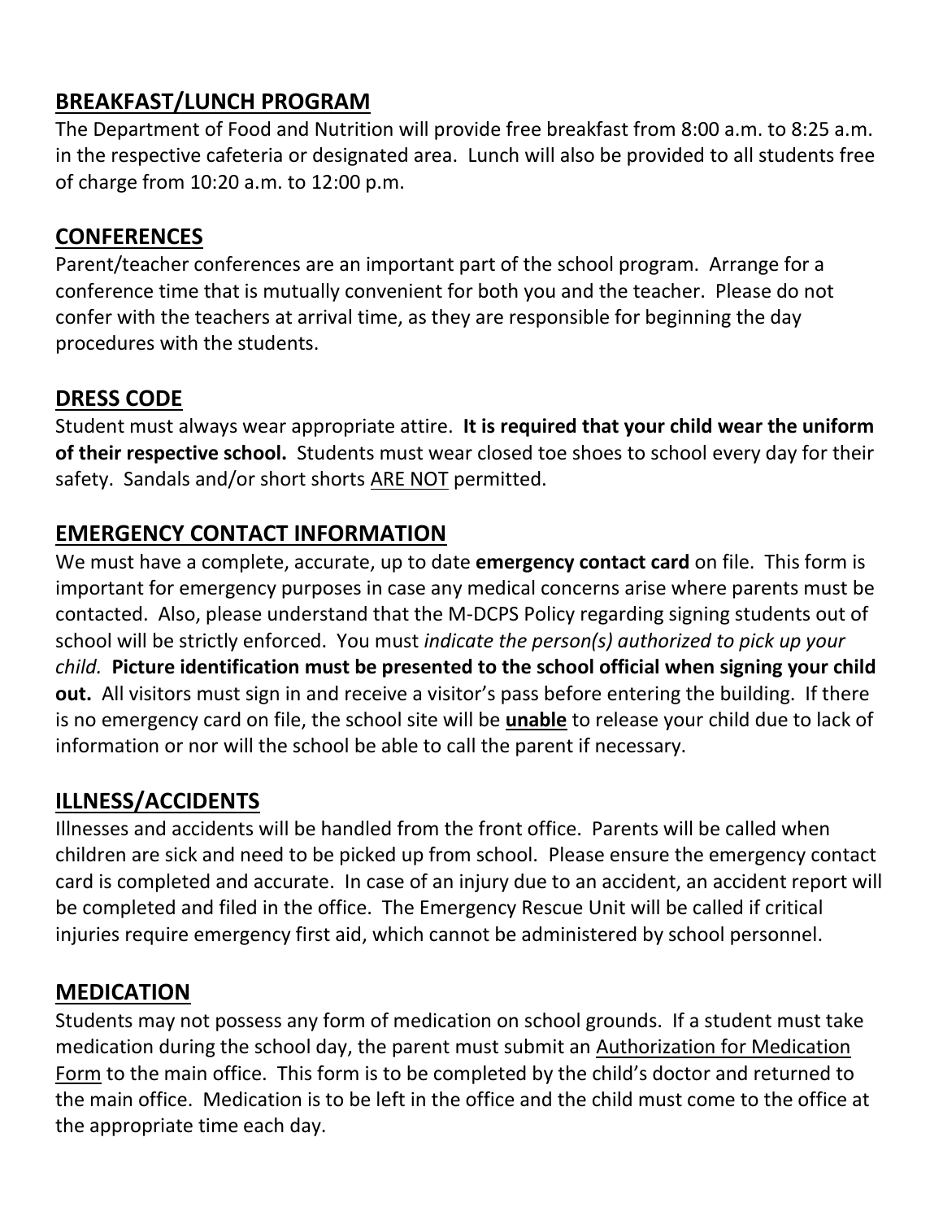## BREAKFAST/LUNCH PROGRAM

The Department of Food and Nutrition will provide free breakfast from 8:00 a.m. to 8:25 a.m. in the respective cafeteria or designated area. Lunch will also be provided to all students free of charge from 10:20 a.m. to 12:00 p.m.

## CONFERENCES

Parent/teacher conferences are an important part of the school program. Arrange for a conference time that is mutually convenient for both you and the teacher. Please do not confer with the teachers at arrival time, as they are responsible for beginning the day procedures with the students.

## DRESS CODE

Student must always wear appropriate attire. **It is required that your child wear the uniform of their respective school.** Students must wear closed toe shoes to school every day for their safety. Sandals and/or short shorts ARE NOT permitted.

## EMERGENCY CONTACT INFORMATION

We must have a complete, accurate, up to date **emergency contact card** on file. This form is important for emergency purposes in case any medical concerns arise where parents must be contacted. Also, please understand that the M-DCPS Policy regarding signing students out of school will be strictly enforced. You must *indicate the person(s) authorized to pick up your child.* **Picture identification must be presented to the school official when signing your child out.** All visitors must sign in and receive a visitor's pass before entering the building. If there is no emergency card on file, the school site will be **unable** to release your child due to lack of information or nor will the school be able to call the parent if necessary.

## ILLNESS/ACCIDENTS

Illnesses and accidents will be handled from the front office. Parents will be called when children are sick and need to be picked up from school. Please ensure the emergency contact card is completed and accurate. In case of an injury due to an accident, an accident report will be completed and filed in the office. The Emergency Rescue Unit will be called if critical injuries require emergency first aid, which cannot be administered by school personnel.

## MEDICATION

Students may not possess any form of medication on school grounds. If a student must take medication during the school day, the parent must submit an Authorization for Medication Form to the main office. This form is to be completed by the child's doctor and returned to the main office. Medication is to be left in the office and the child must come to the office at the appropriate time each day.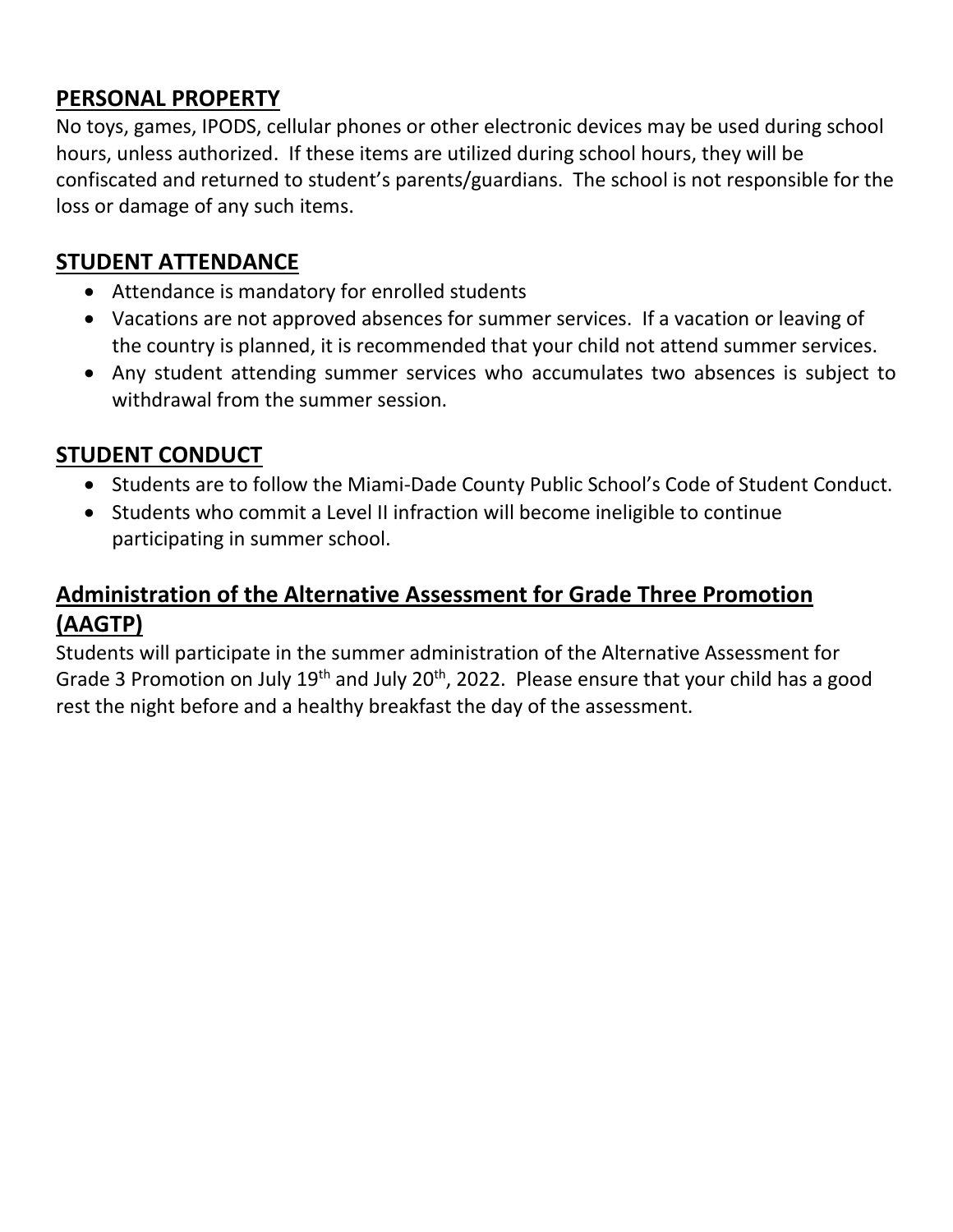## PERSONAL PROPERTY

No toys, games, IPODS, cellular phones or other electronic devices may be used during school hours, unless authorized. If these items are utilized during school hours, they will be confiscated and returned to student's parents/guardians. The school is not responsible for the loss or damage of any such items.

## STUDENT ATTENDANCE

- Attendance is mandatory for enrolled students
- Vacations are not approved absences for summer services. If a vacation or leaving of the country is planned, it is recommended that your child not attend summer services.
- Any student attending summer services who accumulates two absences is subject to withdrawal from the summer session.

## STUDENT CONDUCT

- Students are to follow the Miami-Dade County Public School's Code of Student Conduct.
- Students who commit a Level II infraction will become ineligible to continue participating in summer school.

## Administration of the Alternative Assessment for Grade Three Promotion (AAGTP)

Students will participate in the summer administration of the Alternative Assessment for Grade 3 Promotion on July 19th and July 20th, 2022. Please ensure that your child has a good rest the night before and a healthy breakfast the day of the assessment.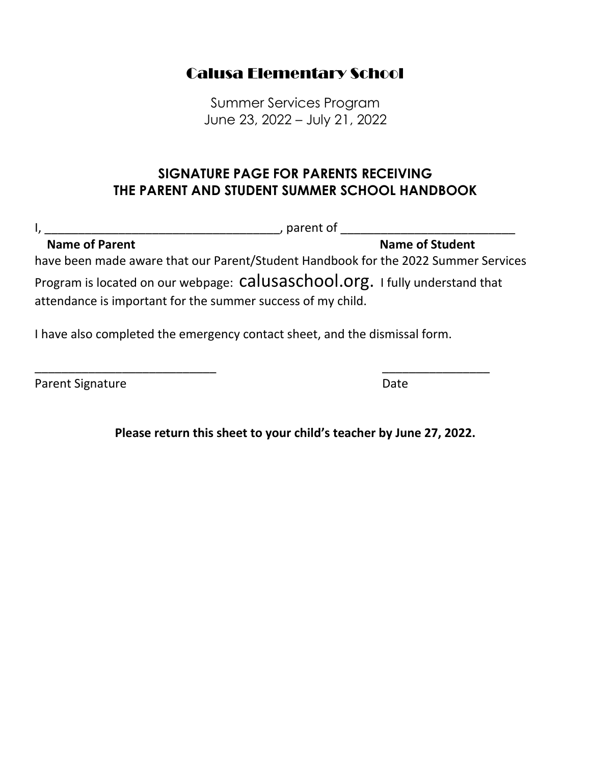# Calusa Elementary School

Summer Services Program
June 23, 2022 – July 21, 2022

## SIGNATURE PAGE FOR PARENTS RECEIVING THE PARENT AND STUDENT SUMMER SCHOOL HANDBOOK

I, ____________________________________, parent of ___________________________
**Name of Parent** **Name of Student**
have been made aware that our Parent/Student Handbook for the 2022 Summer Services Program is located on our webpage: calusaschool.org. I fully understand that attendance is important for the summer success of my child.

I have also completed the emergency contact sheet, and the dismissal form.

____________________________ ________________
Parent Signature Date

**Please return this sheet to your child's teacher by June 27, 2022.**